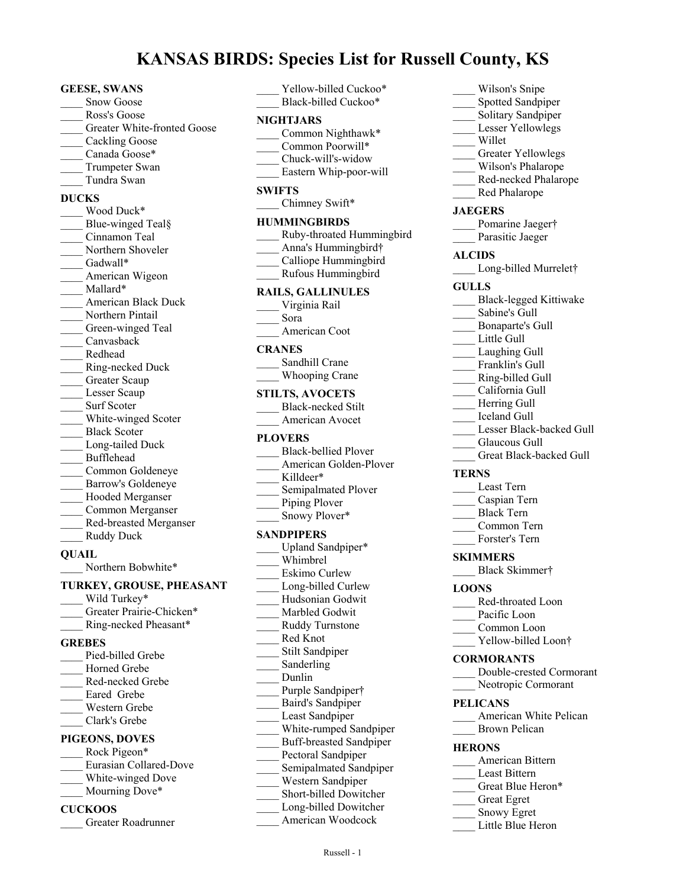# KANSAS BIRDS: Species List for Russell County, KS

## GEESE, SWANS

____ Snow Goose
____ Ross's Goose
____ Greater White-fronted Goose
____ Cackling Goose
____ Canada Goose*
____ Trumpeter Swan
____ Tundra Swan

## DUCKS

____ Wood Duck*
____ Blue-winged Teal§
____ Cinnamon Teal
____ Northern Shoveler
____ Gadwall*
____ American Wigeon
____ Mallard*
____ American Black Duck
____ Northern Pintail
____ Green-winged Teal
____ Canvasback
____ Redhead
____ Ring-necked Duck
____ Greater Scaup
____ Lesser Scaup
____ Surf Scoter
____ White-winged Scoter
____ Black Scoter
____ Long-tailed Duck
____ Bufflehead
____ Common Goldeneye
____ Barrow's Goldeneye
____ Hooded Merganser
____ Common Merganser
____ Red-breasted Merganser
____ Ruddy Duck

## QUAIL

____ Northern Bobwhite*

## TURKEY, GROUSE, PHEASANT

____ Wild Turkey*
____ Greater Prairie-Chicken*
____ Ring-necked Pheasant*

## GREBES

____ Pied-billed Grebe
____ Horned Grebe
____ Red-necked Grebe
____ Eared Grebe
____ Western Grebe
____ Clark's Grebe

## PIGEONS, DOVES

____ Rock Pigeon*
____ Eurasian Collared-Dove
____ White-winged Dove
____ Mourning Dove*

## CUCKOOS

____ Greater Roadrunner
____ Yellow-billed Cuckoo*
____ Black-billed Cuckoo*

## NIGHTJARS

____ Common Nighthawk*
____ Common Poorwill*
____ Chuck-will's-widow
____ Eastern Whip-poor-will

## SWIFTS

____ Chimney Swift*

## HUMMINGBIRDS

____ Ruby-throated Hummingbird
____ Anna's Hummingbird†
____ Calliope Hummingbird
____ Rufous Hummingbird

## RAILS, GALLINULES

____ Virginia Rail
____ Sora
____ American Coot

## CRANES

____ Sandhill Crane
____ Whooping Crane

## STILTS, AVOCETS

____ Black-necked Stilt
____ American Avocet

## PLOVERS

____ Black-bellied Plover
____ American Golden-Plover
____ Killdeer*
____ Semipalmated Plover
____ Piping Plover
____ Snowy Plover*

## SANDPIPERS

____ Upland Sandpiper*
____ Whimbrel
____ Eskimo Curlew
____ Long-billed Curlew
____ Hudsonian Godwit
____ Marbled Godwit
____ Ruddy Turnstone
____ Red Knot
____ Stilt Sandpiper
____ Sanderling
____ Dunlin
____ Purple Sandpiper†
____ Baird's Sandpiper
____ Least Sandpiper
____ White-rumped Sandpiper
____ Buff-breasted Sandpiper
____ Pectoral Sandpiper
____ Semipalmated Sandpiper
____ Western Sandpiper
____ Short-billed Dowitcher
____ Long-billed Dowitcher
____ American Woodcock
____ Wilson's Snipe
____ Spotted Sandpiper
____ Solitary Sandpiper
____ Lesser Yellowlegs
____ Willet
____ Greater Yellowlegs
____ Wilson's Phalarope
____ Red-necked Phalarope
____ Red Phalarope

## JAEGERS

____ Pomarine Jaeger†
____ Parasitic Jaeger

## ALCIDS

____ Long-billed Murrelet†

## GULLS

____ Black-legged Kittiwake
____ Sabine's Gull
____ Bonaparte's Gull
____ Little Gull
____ Laughing Gull
____ Franklin's Gull
____ Ring-billed Gull
____ California Gull
____ Herring Gull
____ Iceland Gull
____ Lesser Black-backed Gull
____ Glaucous Gull
____ Great Black-backed Gull

## TERNS

____ Least Tern
____ Caspian Tern
____ Black Tern
____ Common Tern
____ Forster's Tern

## SKIMMERS

____ Black Skimmer†

## LOONS

____ Red-throated Loon
____ Pacific Loon
____ Common Loon
____ Yellow-billed Loon†

## CORMORANTS

____ Double-crested Cormorant
____ Neotropic Cormorant

## PELICANS

____ American White Pelican
____ Brown Pelican

## HERONS

____ American Bittern
____ Least Bittern
____ Great Blue Heron*
____ Great Egret
____ Snowy Egret
____ Little Blue Heron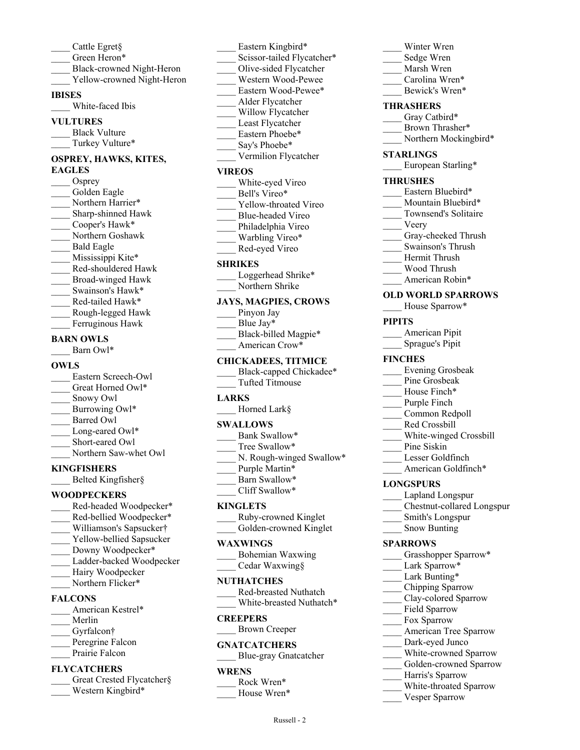____ Cattle Egret§
____ Green Heron*
____ Black-crowned Night-Heron
____ Yellow-crowned Night-Heron

**IBISES**

____ White-faced Ibis

**VULTURES**

____ Black Vulture
____ Turkey Vulture*

**OSPREY, HAWKS, KITES, EAGLES**

____ Osprey
____ Golden Eagle
____ Northern Harrier*
____ Sharp-shinned Hawk
____ Cooper's Hawk*
____ Northern Goshawk
____ Bald Eagle
____ Mississippi Kite*
____ Red-shouldered Hawk
____ Broad-winged Hawk
____ Swainson's Hawk*
____ Red-tailed Hawk*
____ Rough-legged Hawk
____ Ferruginous Hawk

**BARN OWLS**

____ Barn Owl*

**OWLS**

____ Eastern Screech-Owl
____ Great Horned Owl*
____ Snowy Owl
____ Burrowing Owl*
____ Barred Owl
____ Long-eared Owl*
____ Short-eared Owl
____ Northern Saw-whet Owl

**KINGFISHERS**

____ Belted Kingfisher§

**WOODPECKERS**

____ Red-headed Woodpecker*
____ Red-bellied Woodpecker*
____ Williamson's Sapsucker†
____ Yellow-bellied Sapsucker
____ Downy Woodpecker*
____ Ladder-backed Woodpecker
____ Hairy Woodpecker
____ Northern Flicker*

**FALCONS**

____ American Kestrel*
____ Merlin
____ Gyrfalcon†
____ Peregrine Falcon
____ Prairie Falcon

**FLYCATCHERS**

____ Great Crested Flycatcher§
____ Western Kingbird*
____ Eastern Kingbird*
____ Scissor-tailed Flycatcher*
____ Olive-sided Flycatcher
____ Western Wood-Pewee
____ Eastern Wood-Pewee*
____ Alder Flycatcher
____ Willow Flycatcher
____ Least Flycatcher
____ Eastern Phoebe*
____ Say's Phoebe*
____ Vermilion Flycatcher

**VIREOS**

____ White-eyed Vireo
____ Bell's Vireo*
____ Yellow-throated Vireo
____ Blue-headed Vireo
____ Philadelphia Vireo
____ Warbling Vireo*
____ Red-eyed Vireo

**SHRIKES**

____ Loggerhead Shrike*
____ Northern Shrike

**JAYS, MAGPIES, CROWS**

____ Pinyon Jay
____ Blue Jay*
____ Black-billed Magpie*
____ American Crow*

**CHICKADEES, TITMICE**

____ Black-capped Chickadee*
____ Tufted Titmouse

**LARKS**

____ Horned Lark§

**SWALLOWS**

____ Bank Swallow*
____ Tree Swallow*
____ N. Rough-winged Swallow*
____ Purple Martin*
____ Barn Swallow*
____ Cliff Swallow*

**KINGLETS**

____ Ruby-crowned Kinglet
____ Golden-crowned Kinglet

**WAXWINGS**

____ Bohemian Waxwing
____ Cedar Waxwing§

**NUTHATCHES**

____ Red-breasted Nuthatch
____ White-breasted Nuthatch*

**CREEPERS**

____ Brown Creeper

**GNATCATCHERS**

____ Blue-gray Gnatcatcher

**WRENS**

____ Rock Wren*
____ House Wren*
____ Winter Wren
____ Sedge Wren
____ Marsh Wren
____ Carolina Wren*
____ Bewick's Wren*

**THRASHERS**

____ Gray Catbird*
____ Brown Thrasher*
____ Northern Mockingbird*

**STARLINGS**

____ European Starling*

**THRUSHES**

____ Eastern Bluebird*
____ Mountain Bluebird*
____ Townsend's Solitaire
____ Veery
____ Gray-cheeked Thrush
____ Swainson's Thrush
____ Hermit Thrush
____ Wood Thrush
____ American Robin*

**OLD WORLD SPARROWS**

____ House Sparrow*

**PIPITS**

____ American Pipit
____ Sprague's Pipit

**FINCHES**

____ Evening Grosbeak
____ Pine Grosbeak
____ House Finch*
____ Purple Finch
____ Common Redpoll
____ Red Crossbill
____ White-winged Crossbill
____ Pine Siskin
____ Lesser Goldfinch
____ American Goldfinch*

**LONGSPURS**

____ Lapland Longspur
____ Chestnut-collared Longspur
____ Smith's Longspur
____ Snow Bunting

**SPARROWS**

____ Grasshopper Sparrow*
____ Lark Sparrow*
____ Lark Bunting*
____ Chipping Sparrow
____ Clay-colored Sparrow
____ Field Sparrow
____ Fox Sparrow
____ American Tree Sparrow
____ Dark-eyed Junco
____ White-crowned Sparrow
____ Golden-crowned Sparrow
____ Harris's Sparrow
____ White-throated Sparrow
____ Vesper Sparrow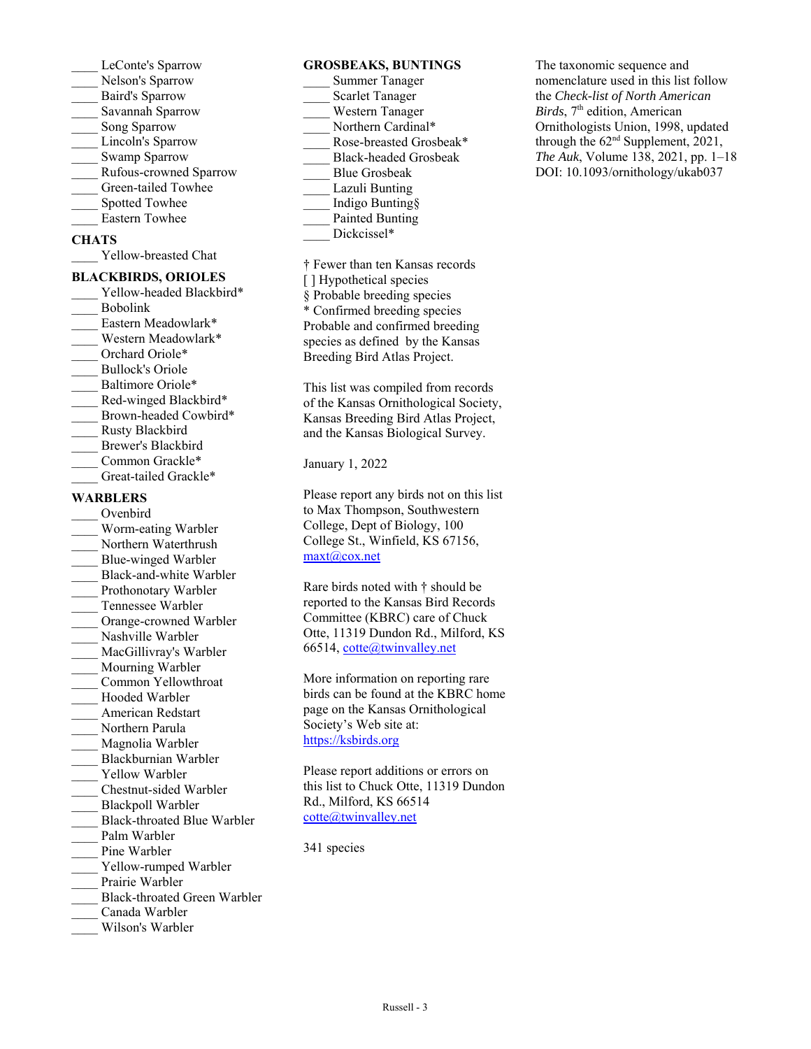____ LeConte's Sparrow
____ Nelson's Sparrow
____ Baird's Sparrow
____ Savannah Sparrow
____ Song Sparrow
____ Lincoln's Sparrow
____ Swamp Sparrow
____ Rufous-crowned Sparrow
____ Green-tailed Towhee
____ Spotted Towhee
____ Eastern Towhee

**CHATS**

____ Yellow-breasted Chat

**BLACKBIRDS, ORIOLES**

____ Yellow-headed Blackbird*
____ Bobolink
____ Eastern Meadowlark*
____ Western Meadowlark*
____ Orchard Oriole*
____ Bullock's Oriole
____ Baltimore Oriole*
____ Red-winged Blackbird*
____ Brown-headed Cowbird*
____ Rusty Blackbird
____ Brewer's Blackbird
____ Common Grackle*
____ Great-tailed Grackle*

**WARBLERS**

____ Ovenbird
____ Worm-eating Warbler
____ Northern Waterthrush
____ Blue-winged Warbler
____ Black-and-white Warbler
____ Prothonotary Warbler
____ Tennessee Warbler
____ Orange-crowned Warbler
____ Nashville Warbler
____ MacGillivray's Warbler
____ Mourning Warbler
____ Common Yellowthroat
____ Hooded Warbler
____ American Redstart
____ Northern Parula
____ Magnolia Warbler
____ Blackburnian Warbler
____ Yellow Warbler
____ Chestnut-sided Warbler
____ Blackpoll Warbler
____ Black-throated Blue Warbler
____ Palm Warbler
____ Pine Warbler
____ Yellow-rumped Warbler
____ Prairie Warbler
____ Black-throated Green Warbler
____ Canada Warbler
____ Wilson's Warbler

**GROSBEAKS, BUNTINGS**

____ Summer Tanager
____ Scarlet Tanager
____ Western Tanager
____ Northern Cardinal*
____ Rose-breasted Grosbeak*
____ Black-headed Grosbeak
____ Blue Grosbeak
____ Lazuli Bunting
____ Indigo Bunting§
____ Painted Bunting
____ Dickcissel*

† Fewer than ten Kansas records
[ ] Hypothetical species
§ Probable breeding species
* Confirmed breeding species
Probable and confirmed breeding species as defined by the Kansas Breeding Bird Atlas Project.

This list was compiled from records of the Kansas Ornithological Society, Kansas Breeding Bird Atlas Project, and the Kansas Biological Survey.

January 1, 2022

Please report any birds not on this list to Max Thompson, Southwestern College, Dept of Biology, 100 College St., Winfield, KS 67156, maxt@cox.net

Rare birds noted with † should be reported to the Kansas Bird Records Committee (KBRC) care of Chuck Otte, 11319 Dundon Rd., Milford, KS 66514, cotte@twinvalley.net

More information on reporting rare birds can be found at the KBRC home page on the Kansas Ornithological Society's Web site at: https://ksbirds.org

Please report additions or errors on this list to Chuck Otte, 11319 Dundon Rd., Milford, KS 66514 cotte@twinvalley.net

341 species

The taxonomic sequence and nomenclature used in this list follow the *Check-list of North American Birds*, 7th edition, American Ornithologists Union, 1998, updated through the 62nd Supplement, 2021, *The Auk*, Volume 138, 2021, pp. 1–18 DOI: 10.1093/ornithology/ukab037